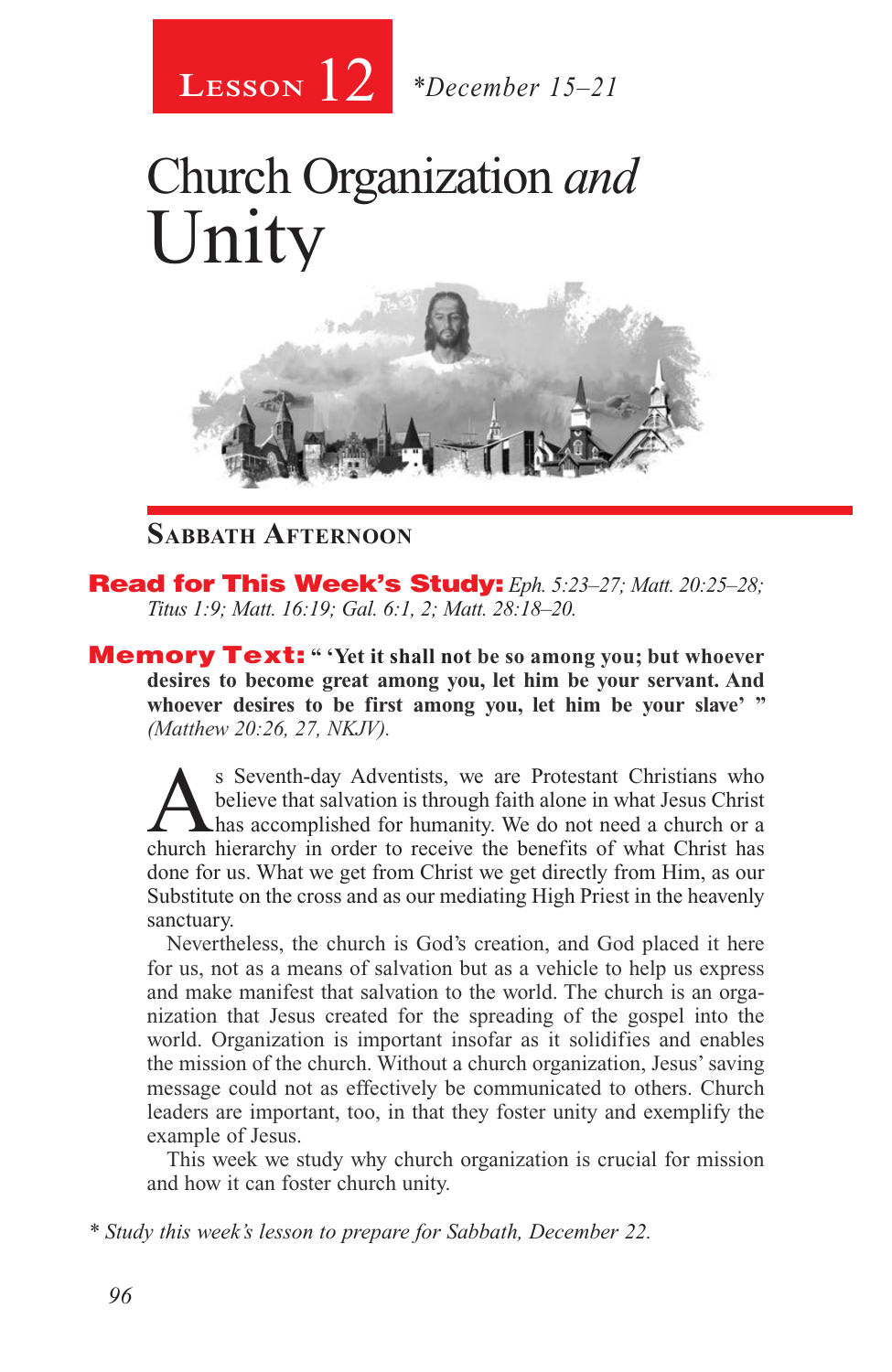**Lesson 12** *December 15–21

# Church Organization *and* Unity

## Sabbath Afternoon

**Read for This Week's Study:** *Eph. 5:23–27; Matt. 20:25–28; Titus 1:9; Matt. 16:19; Gal. 6:1, 2; Matt. 28:18–20.*

**Memory Text:** **" 'Yet it shall not be so among you; but whoever desires to become great among you, let him be your servant. And whoever desires to be first among you, let him be your slave' "** *(Matthew 20:26, 27, NKJV).*

As Seventh-day Adventists, we are Protestant Christians who believe that salvation is through faith alone in what Jesus Christ has accomplished for humanity. We do not need a church or a church hierarchy in order to receive the benefits of what Christ has done for us. What we get from Christ we get directly from Him, as our Substitute on the cross and as our mediating High Priest in the heavenly sanctuary.

Nevertheless, the church is God's creation, and God placed it here for us, not as a means of salvation but as a vehicle to help us express and make manifest that salvation to the world. The church is an organization that Jesus created for the spreading of the gospel into the world. Organization is important insofar as it solidifies and enables the mission of the church. Without a church organization, Jesus' saving message could not as effectively be communicated to others. Church leaders are important, too, in that they foster unity and exemplify the example of Jesus.

This week we study why church organization is crucial for mission and how it can foster church unity.

\* *Study this week's lesson to prepare for Sabbath, December 22.*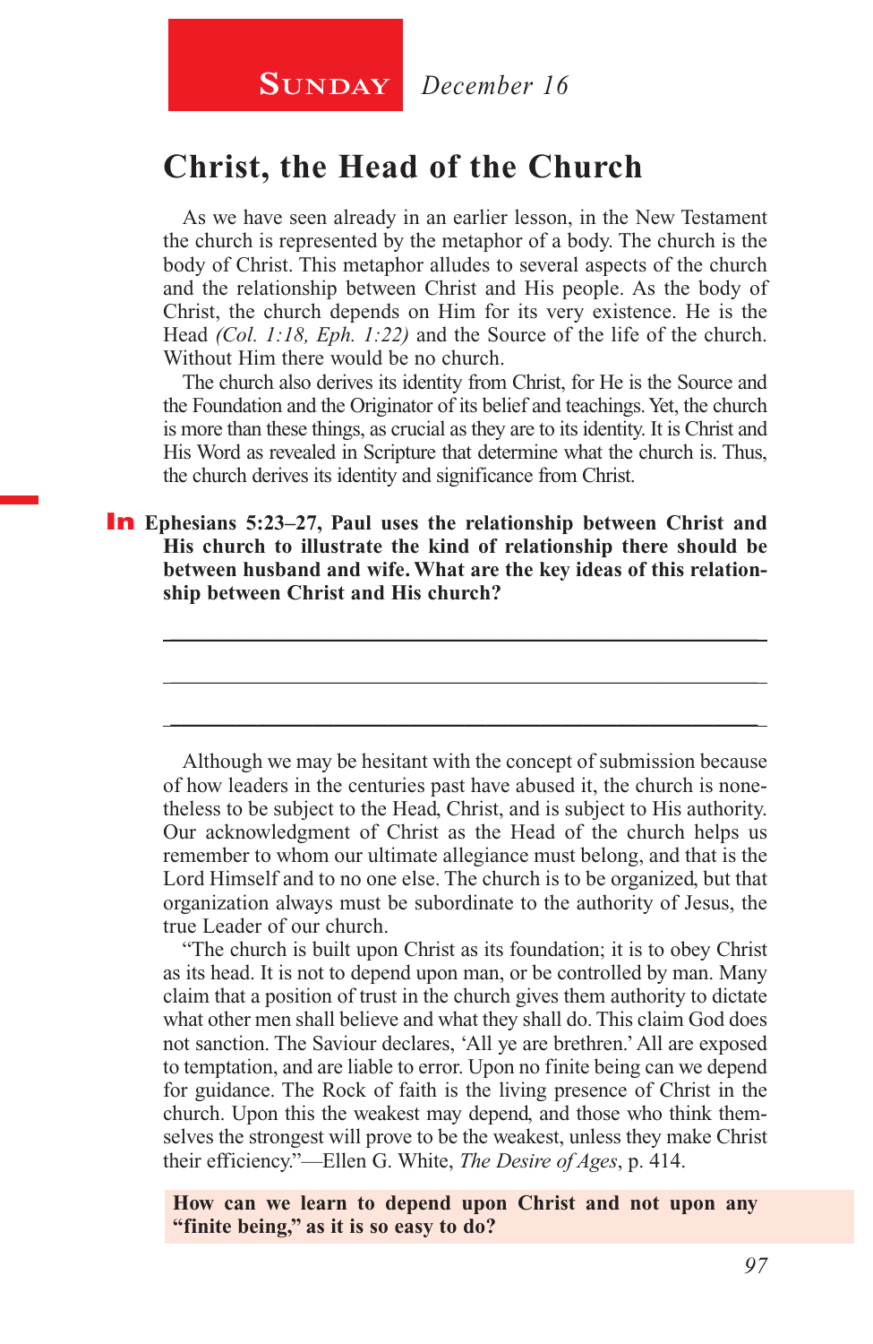**Sunday** *December 16*

# Christ, the Head of the Church

As we have seen already in an earlier lesson, in the New Testament the church is represented by the metaphor of a body. The church is the body of Christ. This metaphor alludes to several aspects of the church and the relationship between Christ and His people. As the body of Christ, the church depends on Him for its very existence. He is the Head *(Col. 1:18, Eph. 1:22)* and the Source of the life of the church. Without Him there would be no church.

The church also derives its identity from Christ, for He is the Source and the Foundation and the Originator of its belief and teachings. Yet, the church is more than these things, as crucial as they are to its identity. It is Christ and His Word as revealed in Scripture that determine what the church is. Thus, the church derives its identity and significance from Christ.

**In Ephesians 5:23–27, Paul uses the relationship between Christ and His church to illustrate the kind of relationship there should be between husband and wife. What are the key ideas of this relationship between Christ and His church?**

_______________________________________________________________

_______________________________________________________________

_______________________________________________________________

Although we may be hesitant with the concept of submission because of how leaders in the centuries past have abused it, the church is nonetheless to be subject to the Head, Christ, and is subject to His authority. Our acknowledgment of Christ as the Head of the church helps us remember to whom our ultimate allegiance must belong, and that is the Lord Himself and to no one else. The church is to be organized, but that organization always must be subordinate to the authority of Jesus, the true Leader of our church.

"The church is built upon Christ as its foundation; it is to obey Christ as its head. It is not to depend upon man, or be controlled by man. Many claim that a position of trust in the church gives them authority to dictate what other men shall believe and what they shall do. This claim God does not sanction. The Saviour declares, 'All ye are brethren.' All are exposed to temptation, and are liable to error. Upon no finite being can we depend for guidance. The Rock of faith is the living presence of Christ in the church. Upon this the weakest may depend, and those who think themselves the strongest will prove to be the weakest, unless they make Christ their efficiency."—Ellen G. White, *The Desire of Ages*, p. 414.

**How can we learn to depend upon Christ and not upon any "finite being," as it is so easy to do?**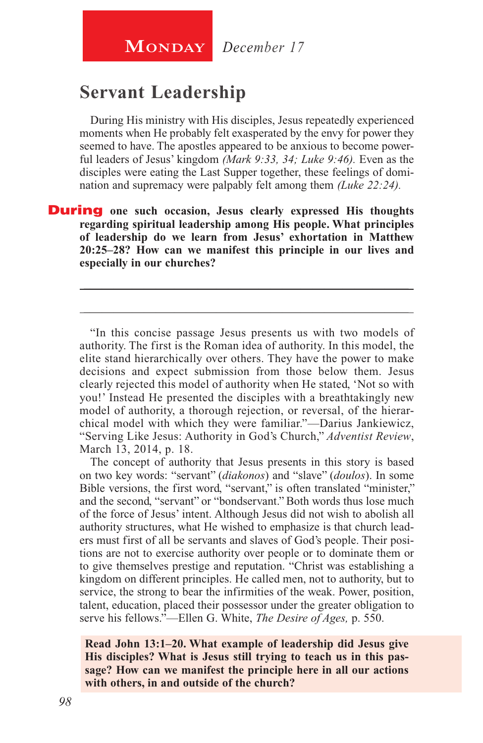**Monday** *December 17*

## Servant Leadership

During His ministry with His disciples, Jesus repeatedly experienced moments when He probably felt exasperated by the envy for power they seemed to have. The apostles appeared to be anxious to become powerful leaders of Jesus' kingdom *(Mark 9:33, 34; Luke 9:46).* Even as the disciples were eating the Last Supper together, these feelings of domination and supremacy were palpably felt among them *(Luke 22:24).*

**During one such occasion, Jesus clearly expressed His thoughts regarding spiritual leadership among His people. What principles of leadership do we learn from Jesus' exhortation in Matthew 20:25–28? How can we manifest this principle in our lives and especially in our churches?**

---

---

"In this concise passage Jesus presents us with two models of authority. The first is the Roman idea of authority. In this model, the elite stand hierarchically over others. They have the power to make decisions and expect submission from those below them. Jesus clearly rejected this model of authority when He stated, 'Not so with you!' Instead He presented the disciples with a breathtakingly new model of authority, a thorough rejection, or reversal, of the hierarchical model with which they were familiar."—Darius Jankiewicz, "Serving Like Jesus: Authority in God's Church," *Adventist Review*, March 13, 2014, p. 18.

The concept of authority that Jesus presents in this story is based on two key words: "servant" (*diakonos*) and "slave" (*doulos*). In some Bible versions, the first word, "servant," is often translated "minister," and the second, "servant" or "bondservant." Both words thus lose much of the force of Jesus' intent. Although Jesus did not wish to abolish all authority structures, what He wished to emphasize is that church leaders must first of all be servants and slaves of God's people. Their positions are not to exercise authority over people or to dominate them or to give themselves prestige and reputation. "Christ was establishing a kingdom on different principles. He called men, not to authority, but to service, the strong to bear the infirmities of the weak. Power, position, talent, education, placed their possessor under the greater obligation to serve his fellows."—Ellen G. White, *The Desire of Ages,* p. 550.

**Read John 13:1–20. What example of leadership did Jesus give His disciples? What is Jesus still trying to teach us in this passage? How can we manifest the principle here in all our actions with others, in and outside of the church?**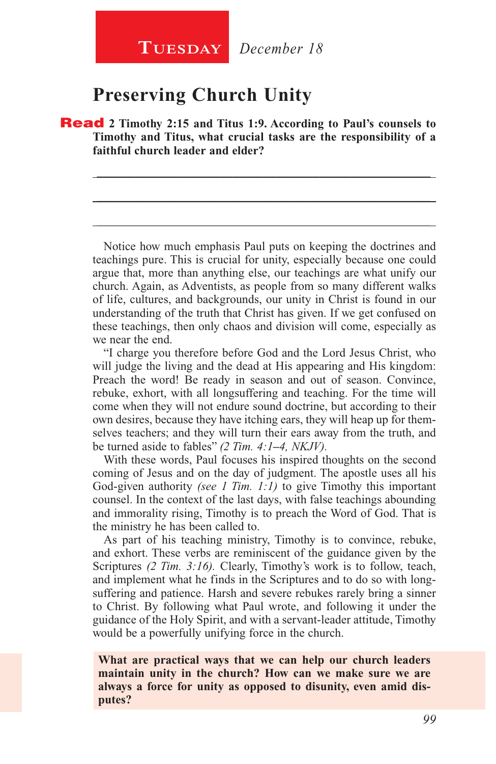**Tuesday** *December 18*

# Preserving Church Unity

**Read 2 Timothy 2:15 and Titus 1:9. According to Paul's counsels to Timothy and Titus, what crucial tasks are the responsibility of a faithful church leader and elder?**

\_\_\_\_\_\_\_\_\_\_\_\_\_\_\_\_\_\_\_\_\_\_\_\_\_\_\_\_\_\_\_\_\_\_\_\_\_\_\_\_\_\_\_\_\_\_\_\_\_\_\_\_\_\_\_\_\_\_\_\_

\_\_\_\_\_\_\_\_\_\_\_\_\_\_\_\_\_\_\_\_\_\_\_\_\_\_\_\_\_\_\_\_\_\_\_\_\_\_\_\_\_\_\_\_\_\_\_\_\_\_\_\_\_\_\_\_\_\_\_\_

\_\_\_\_\_\_\_\_\_\_\_\_\_\_\_\_\_\_\_\_\_\_\_\_\_\_\_\_\_\_\_\_\_\_\_\_\_\_\_\_\_\_\_\_\_\_\_\_\_\_\_\_\_\_\_\_\_\_\_\_

Notice how much emphasis Paul puts on keeping the doctrines and teachings pure. This is crucial for unity, especially because one could argue that, more than anything else, our teachings are what unify our church. Again, as Adventists, as people from so many different walks of life, cultures, and backgrounds, our unity in Christ is found in our understanding of the truth that Christ has given. If we get confused on these teachings, then only chaos and division will come, especially as we near the end.

"I charge you therefore before God and the Lord Jesus Christ, who will judge the living and the dead at His appearing and His kingdom: Preach the word! Be ready in season and out of season. Convince, rebuke, exhort, with all longsuffering and teaching. For the time will come when they will not endure sound doctrine, but according to their own desires, because they have itching ears, they will heap up for themselves teachers; and they will turn their ears away from the truth, and be turned aside to fables" *(2 Tim. 4:1–4, NKJV).*

With these words, Paul focuses his inspired thoughts on the second coming of Jesus and on the day of judgment. The apostle uses all his God-given authority *(see 1 Tim. 1:1)* to give Timothy this important counsel. In the context of the last days, with false teachings abounding and immorality rising, Timothy is to preach the Word of God. That is the ministry he has been called to.

As part of his teaching ministry, Timothy is to convince, rebuke, and exhort. These verbs are reminiscent of the guidance given by the Scriptures *(2 Tim. 3:16).* Clearly, Timothy's work is to follow, teach, and implement what he finds in the Scriptures and to do so with longsuffering and patience. Harsh and severe rebukes rarely bring a sinner to Christ. By following what Paul wrote, and following it under the guidance of the Holy Spirit, and with a servant-leader attitude, Timothy would be a powerfully unifying force in the church.

**What are practical ways that we can help our church leaders maintain unity in the church? How can we make sure we are always a force for unity as opposed to disunity, even amid disputes?**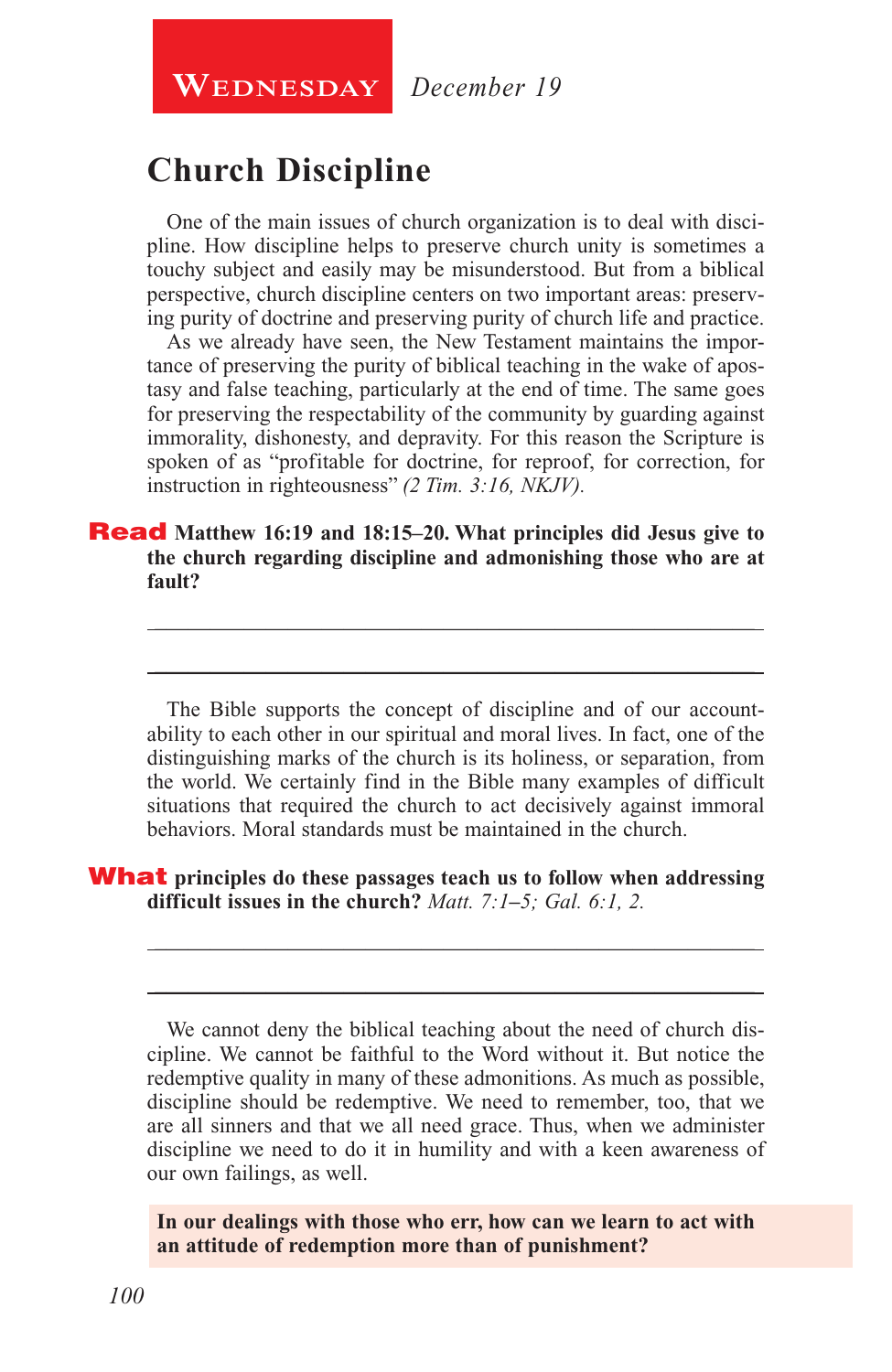**Wednesday** *December 19*

## Church Discipline

One of the main issues of church organization is to deal with discipline. How discipline helps to preserve church unity is sometimes a touchy subject and easily may be misunderstood. But from a biblical perspective, church discipline centers on two important areas: preserving purity of doctrine and preserving purity of church life and practice.

As we already have seen, the New Testament maintains the importance of preserving the purity of biblical teaching in the wake of apostasy and false teaching, particularly at the end of time. The same goes for preserving the respectability of the community by guarding against immorality, dishonesty, and depravity. For this reason the Scripture is spoken of as "profitable for doctrine, for reproof, for correction, for instruction in righteousness" *(2 Tim. 3:16, NKJV).*

**Read Matthew 16:19 and 18:15–20. What principles did Jesus give to the church regarding discipline and admonishing those who are at fault?**

---

---

The Bible supports the concept of discipline and of our accountability to each other in our spiritual and moral lives. In fact, one of the distinguishing marks of the church is its holiness, or separation, from the world. We certainly find in the Bible many examples of difficult situations that required the church to act decisively against immoral behaviors. Moral standards must be maintained in the church.

**What principles do these passages teach us to follow when addressing difficult issues in the church?** *Matt. 7:1–5; Gal. 6:1, 2.*

---

---

We cannot deny the biblical teaching about the need of church discipline. We cannot be faithful to the Word without it. But notice the redemptive quality in many of these admonitions. As much as possible, discipline should be redemptive. We need to remember, too, that we are all sinners and that we all need grace. Thus, when we administer discipline we need to do it in humility and with a keen awareness of our own failings, as well.

**In our dealings with those who err, how can we learn to act with an attitude of redemption more than of punishment?**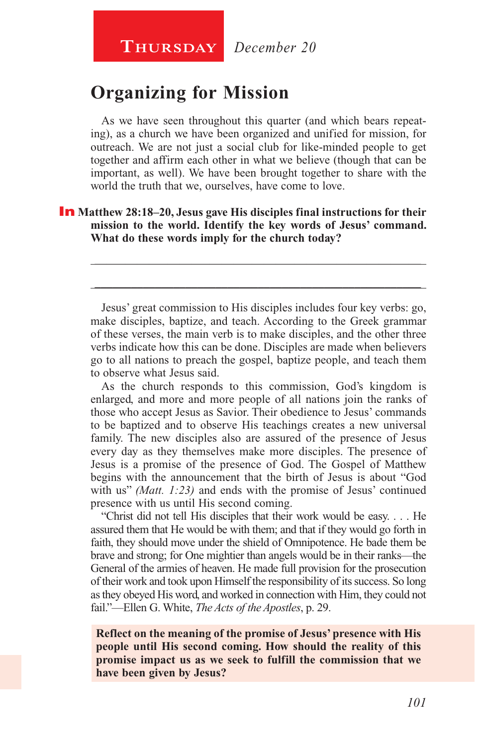**Thursday** *December 20*

# Organizing for Mission

As we have seen throughout this quarter (and which bears repeating), as a church we have been organized and unified for mission, for outreach. We are not just a social club for like-minded people to get together and affirm each other in what we believe (though that can be important, as well). We have been brought together to share with the world the truth that we, ourselves, have come to love.

**In Matthew 28:18–20, Jesus gave His disciples final instructions for their mission to the world. Identify the key words of Jesus' command. What do these words imply for the church today?**

\_\_\_\_\_\_\_\_\_\_\_\_\_\_\_\_\_\_\_\_\_\_\_\_\_\_\_\_\_\_\_\_\_\_\_\_\_\_\_\_\_\_\_\_\_\_\_\_\_\_\_\_\_\_\_\_\_\_

\_\_\_\_\_\_\_\_\_\_\_\_\_\_\_\_\_\_\_\_\_\_\_\_\_\_\_\_\_\_\_\_\_\_\_\_\_\_\_\_\_\_\_\_\_\_\_\_\_\_\_\_\_\_\_\_\_\_

Jesus' great commission to His disciples includes four key verbs: go, make disciples, baptize, and teach. According to the Greek grammar of these verses, the main verb is to make disciples, and the other three verbs indicate how this can be done. Disciples are made when believers go to all nations to preach the gospel, baptize people, and teach them to observe what Jesus said.

As the church responds to this commission, God's kingdom is enlarged, and more and more people of all nations join the ranks of those who accept Jesus as Savior. Their obedience to Jesus' commands to be baptized and to observe His teachings creates a new universal family. The new disciples also are assured of the presence of Jesus every day as they themselves make more disciples. The presence of Jesus is a promise of the presence of God. The Gospel of Matthew begins with the announcement that the birth of Jesus is about "God with us" *(Matt. 1:23)* and ends with the promise of Jesus' continued presence with us until His second coming.

"Christ did not tell His disciples that their work would be easy. . . . He assured them that He would be with them; and that if they would go forth in faith, they should move under the shield of Omnipotence. He bade them be brave and strong; for One mightier than angels would be in their ranks—the General of the armies of heaven. He made full provision for the prosecution of their work and took upon Himself the responsibility of its success. So long as they obeyed His word, and worked in connection with Him, they could not fail."—Ellen G. White, *The Acts of the Apostles*, p. 29.

**Reflect on the meaning of the promise of Jesus' presence with His people until His second coming. How should the reality of this promise impact us as we seek to fulfill the commission that we have been given by Jesus?**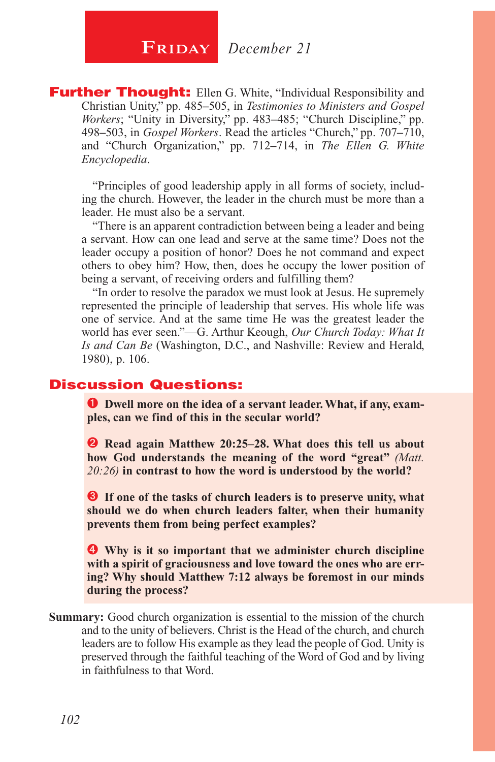## Friday *December 21*

**Further Thought:** Ellen G. White, "Individual Responsibility and Christian Unity," pp. 485–505, in *Testimonies to Ministers and Gospel Workers*; "Unity in Diversity," pp. 483–485; "Church Discipline," pp. 498–503, in *Gospel Workers*. Read the articles "Church," pp. 707–710, and "Church Organization," pp. 712–714, in *The Ellen G. White Encyclopedia*.

"Principles of good leadership apply in all forms of society, including the church. However, the leader in the church must be more than a leader. He must also be a servant.

"There is an apparent contradiction between being a leader and being a servant. How can one lead and serve at the same time? Does not the leader occupy a position of honor? Does he not command and expect others to obey him? How, then, does he occupy the lower position of being a servant, of receiving orders and fulfilling them?

"In order to resolve the paradox we must look at Jesus. He supremely represented the principle of leadership that serves. His whole life was one of service. And at the same time He was the greatest leader the world has ever seen."—G. Arthur Keough, *Our Church Today: What It Is and Can Be* (Washington, D.C., and Nashville: Review and Herald, 1980), p. 106.

### Discussion Questions:

1. **Dwell more on the idea of a servant leader. What, if any, examples, can we find of this in the secular world?**

2. **Read again Matthew 20:25–28. What does this tell us about how God understands the meaning of the word "great"** *(Matt. 20:26)* **in contrast to how the word is understood by the world?**

3. **If one of the tasks of church leaders is to preserve unity, what should we do when church leaders falter, when their humanity prevents them from being perfect examples?**

4. **Why is it so important that we administer church discipline with a spirit of graciousness and love toward the ones who are erring? Why should Matthew 7:12 always be foremost in our minds during the process?**

**Summary:** Good church organization is essential to the mission of the church and to the unity of believers. Christ is the Head of the church, and church leaders are to follow His example as they lead the people of God. Unity is preserved through the faithful teaching of the Word of God and by living in faithfulness to that Word.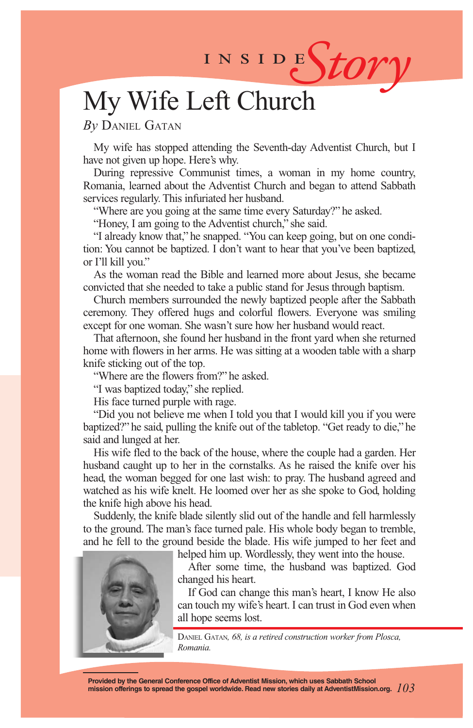INSIDE *Story*

# My Wife Left Church

*By* Daniel Gatan

My wife has stopped attending the Seventh-day Adventist Church, but I have not given up hope. Here's why.

During repressive Communist times, a woman in my home country, Romania, learned about the Adventist Church and began to attend Sabbath services regularly. This infuriated her husband.

"Where are you going at the same time every Saturday?" he asked.

"Honey, I am going to the Adventist church," she said.

"I already know that," he snapped. "You can keep going, but on one condition: You cannot be baptized. I don't want to hear that you've been baptized, or I'll kill you."

As the woman read the Bible and learned more about Jesus, she became convicted that she needed to take a public stand for Jesus through baptism.

Church members surrounded the newly baptized people after the Sabbath ceremony. They offered hugs and colorful flowers. Everyone was smiling except for one woman. She wasn't sure how her husband would react.

That afternoon, she found her husband in the front yard when she returned home with flowers in her arms. He was sitting at a wooden table with a sharp knife sticking out of the top.

"Where are the flowers from?" he asked.

"I was baptized today," she replied.

His face turned purple with rage.

"Did you not believe me when I told you that I would kill you if you were baptized?" he said, pulling the knife out of the tabletop. "Get ready to die," he said and lunged at her.

His wife fled to the back of the house, where the couple had a garden. Her husband caught up to her in the cornstalks. As he raised the knife over his head, the woman begged for one last wish: to pray. The husband agreed and watched as his wife knelt. He loomed over her as she spoke to God, holding the knife high above his head.

Suddenly, the knife blade silently slid out of the handle and fell harmlessly to the ground. The man's face turned pale. His whole body began to tremble, and he fell to the ground beside the blade. His wife jumped to her feet and helped him up. Wordlessly, they went into the house.

After some time, the husband was baptized. God changed his heart.

If God can change this man's heart, I know He also can touch my wife's heart. I can trust in God even when all hope seems lost.

Daniel Gatan, *68, is a retired construction worker from Plosca, Romania.*

**Provided by the General Conference Office of Adventist Mission, which uses Sabbath School mission offerings to spread the gospel worldwide. Read new stories daily at AdventistMission.org.**